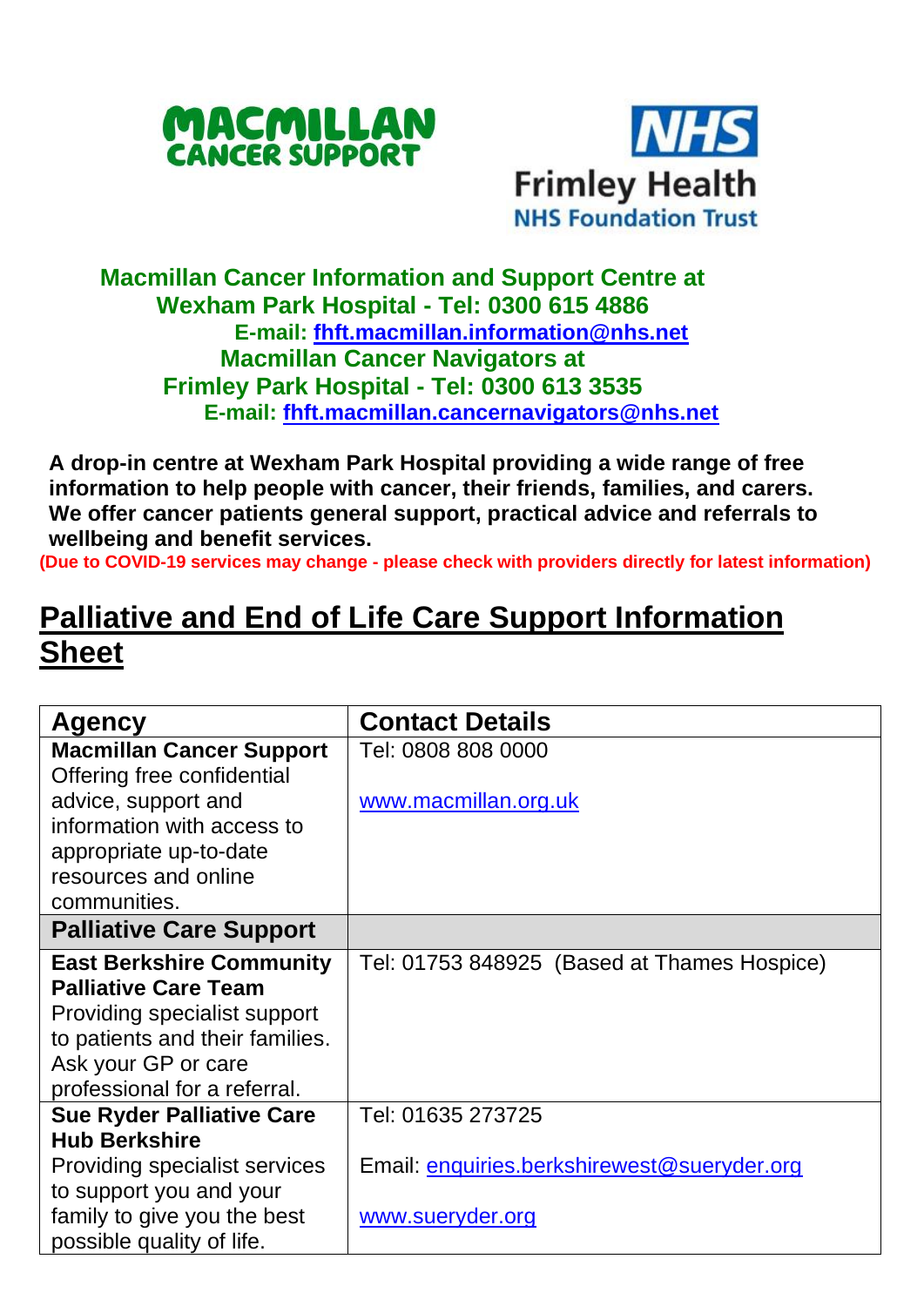**Macmillan Cancer Information and Support Centre at Wexham Park Hospital - Tel: 0300 615 4886**
**E-mail: fhft.macmillan.information@nhs.net**
**Macmillan Cancer Navigators at Frimley Park Hospital - Tel: 0300 613 3535**
**E-mail: fhft.macmillan.cancernavigators@nhs.net**

**A drop-in centre at Wexham Park Hospital providing a wide range of free information to help people with cancer, their friends, families, and carers. We offer cancer patients general support, practical advice and referrals to wellbeing and benefit services.**

**(Due to COVID-19 services may change - please check with providers directly for latest information)**

# Palliative and End of Life Care Support Information Sheet

| Agency | Contact Details |
|---|---|
| **Macmillan Cancer Support** Offering free confidential advice, support and information with access to appropriate up-to-date resources and online communities. | Tel: 0808 808 0000<br>www.macmillan.org.uk |
| **Palliative Care Support** | |
| **East Berkshire Community Palliative Care Team** Providing specialist support to patients and their families. Ask your GP or care professional for a referral. | Tel: 01753 848925 (Based at Thames Hospice) |
| **Sue Ryder Palliative Care Hub Berkshire** Providing specialist services to support you and your family to give you the best possible quality of life. | Tel: 01635 273725<br>Email: enquiries.berkshirewest@sueryder.org<br>www.sueryder.org |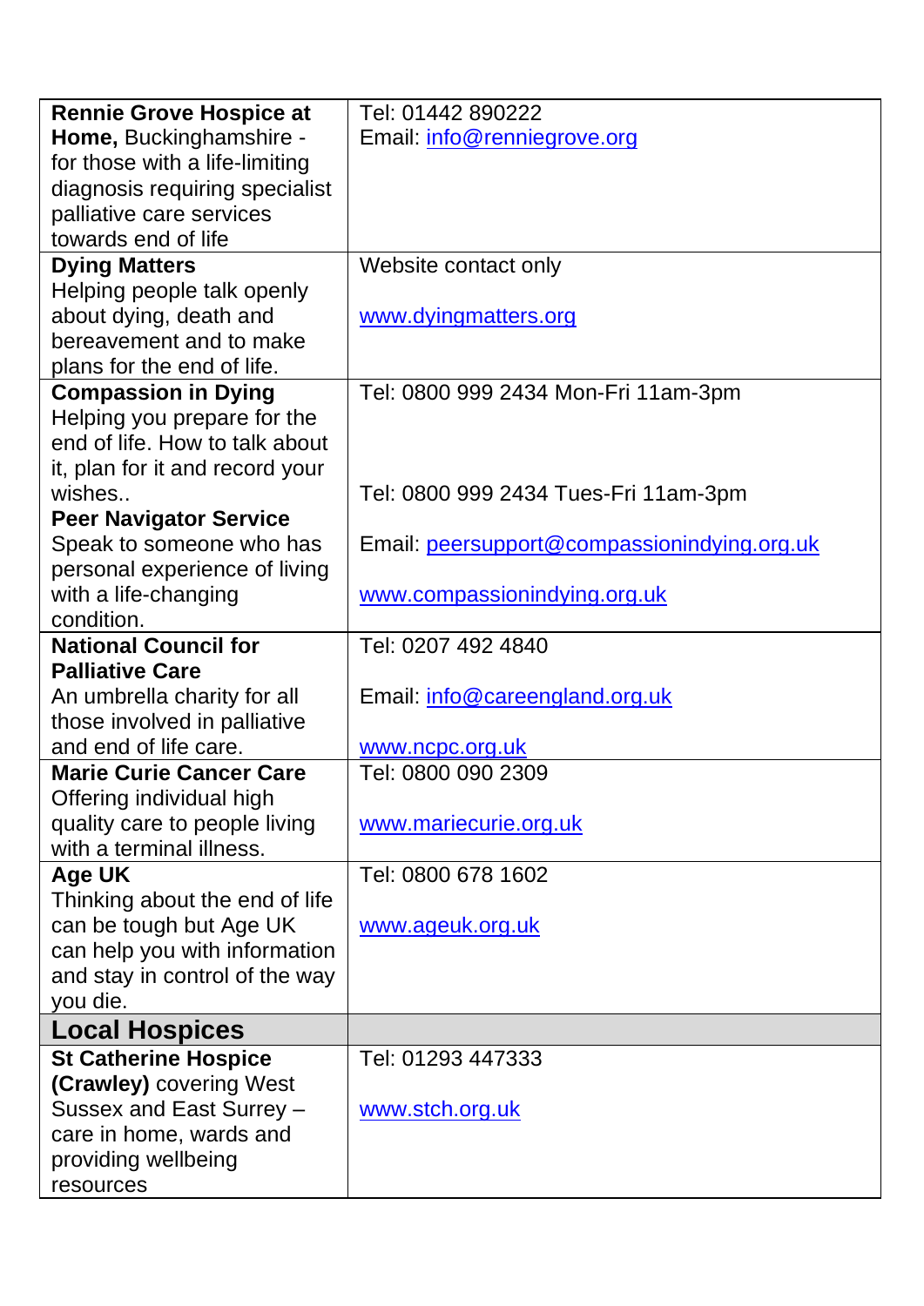| | |
|---|---|
| **Rennie Grove Hospice at Home,** Buckinghamshire - for those with a life-limiting diagnosis requiring specialist palliative care services towards end of life | Tel: 01442 890222<br>Email: info@renniegrove.org |
| **Dying Matters**<br>Helping people talk openly about dying, death and bereavement and to make plans for the end of life. | Website contact only<br><br>www.dyingmatters.org |
| **Compassion in Dying**<br>Helping you prepare for the end of life. How to talk about it, plan for it and record your wishes..<br>**Peer Navigator Service**<br>Speak to someone who has personal experience of living with a life-changing condition. | Tel: 0800 999 2434 Mon-Fri 11am-3pm<br><br>Tel: 0800 999 2434 Tues-Fri 11am-3pm<br><br>Email: peersupport@compassionindying.org.uk<br><br>www.compassionindying.org.uk |
| **National Council for Palliative Care**<br>An umbrella charity for all those involved in palliative and end of life care. | Tel: 0207 492 4840<br><br>Email: info@careengland.org.uk<br><br>www.ncpc.org.uk |
| **Marie Curie Cancer Care**<br>Offering individual high quality care to people living with a terminal illness. | Tel: 0800 090 2309<br><br>www.mariecurie.org.uk |
| **Age UK**<br>Thinking about the end of life can be tough but Age UK can help you with information and stay in control of the way you die. | Tel: 0800 678 1602<br><br>www.ageuk.org.uk |
| **Local Hospices** | |
| **St Catherine Hospice (Crawley)** covering West Sussex and East Surrey – care in home, wards and providing wellbeing resources | Tel: 01293 447333<br><br>www.stch.org.uk |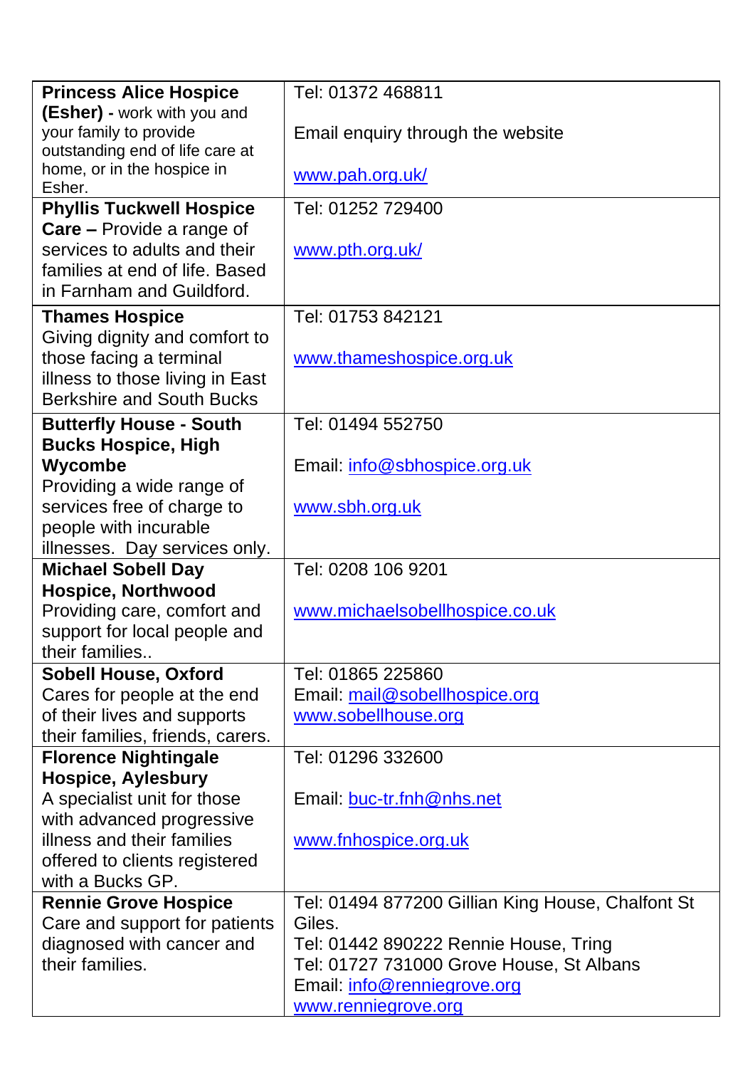| | |
|---|---|
| **Princess Alice Hospice (Esher) -** work with you and your family to provide outstanding end of life care at home, or in the hospice in Esher. | Tel: 01372 468811<br><br>Email enquiry through the website<br><br>www.pah.org.uk/ |
| **Phyllis Tuckwell Hospice Care –** Provide a range of services to adults and their families at end of life. Based in Farnham and Guildford. | Tel: 01252 729400<br><br>www.pth.org.uk/ |
| **Thames Hospice**<br>Giving dignity and comfort to those facing a terminal illness to those living in East Berkshire and South Bucks | Tel: 01753 842121<br><br>www.thameshospice.org.uk |
| **Butterfly House - South Bucks Hospice, High Wycombe**<br>Providing a wide range of services free of charge to people with incurable illnesses. Day services only. | Tel: 01494 552750<br><br>Email: info@sbhospice.org.uk<br><br>www.sbh.org.uk |
| **Michael Sobell Day Hospice, Northwood**<br>Providing care, comfort and support for local people and their families.. | Tel: 0208 106 9201<br><br>www.michaelsobellhospice.co.uk |
| **Sobell House, Oxford**<br>Cares for people at the end of their lives and supports their families, friends, carers. | Tel: 01865 225860<br>Email: mail@sobellhospice.org<br>www.sobellhouse.org |
| **Florence Nightingale Hospice, Aylesbury**<br>A specialist unit for those with advanced progressive illness and their families offered to clients registered with a Bucks GP. | Tel: 01296 332600<br><br>Email: buc-tr.fnh@nhs.net<br><br>www.fnhospice.org.uk |
| **Rennie Grove Hospice**<br>Care and support for patients diagnosed with cancer and their families. | Tel: 01494 877200 Gillian King House, Chalfont St Giles.<br>Tel: 01442 890222 Rennie House, Tring<br>Tel: 01727 731000 Grove House, St Albans<br>Email: info@renniegrove.org<br>www.renniegrove.org |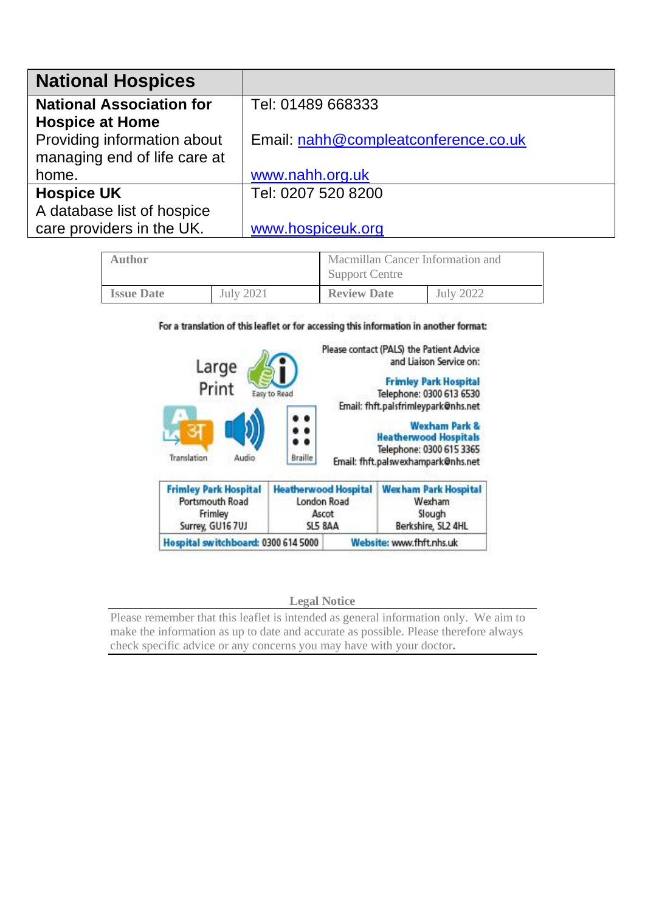| National Hospices | |
|---|---|
| **National Association for Hospice at Home**<br>Providing information about managing end of life care at home. | Tel: 01489 668333<br><br>Email: nahh@compleatconference.co.uk<br><br>www.nahh.org.uk |
| **Hospice UK**<br>A database list of hospice care providers in the UK. | Tel: 0207 520 8200<br><br>www.hospiceuk.org |

| | | | |
|---|---|---|---|
| **Author** | | Macmillan Cancer Information and Support Centre | |
| **Issue Date** | July 2021 | **Review Date** | July 2022 |

For a translation of this leaflet or for accessing this information in another format:

Large Print

Easy to Read

Translation

Audio

Braille

Please contact (PALS) the Patient Advice and Liaison Service on:

**Frimley Park Hospital**
Telephone: 0300 613 6530
Email: fhft.palsfrimleypark@nhs.net

**Wexham Park & Heatherwood Hospitals**
Telephone: 0300 615 3365
Email: fhft.palswexhampark@nhs.net

| **Frimley Park Hospital** | **Heatherwood Hospital** | **Wexham Park Hospital** |
|---|---|---|
| Portsmouth Road<br>Frimley<br>Surrey, GU16 7UJ | London Road<br>Ascot<br>SL5 8AA | Wexham<br>Slough<br>Berkshire, SL2 4HL |
| **Hospital switchboard:** 0300 614 5000 | **Website:** www.fhft.nhs.uk | |

**Legal Notice**

Please remember that this leaflet is intended as general information only. We aim to make the information as up to date and accurate as possible. Please therefore always check specific advice or any concerns you may have with your doctor.